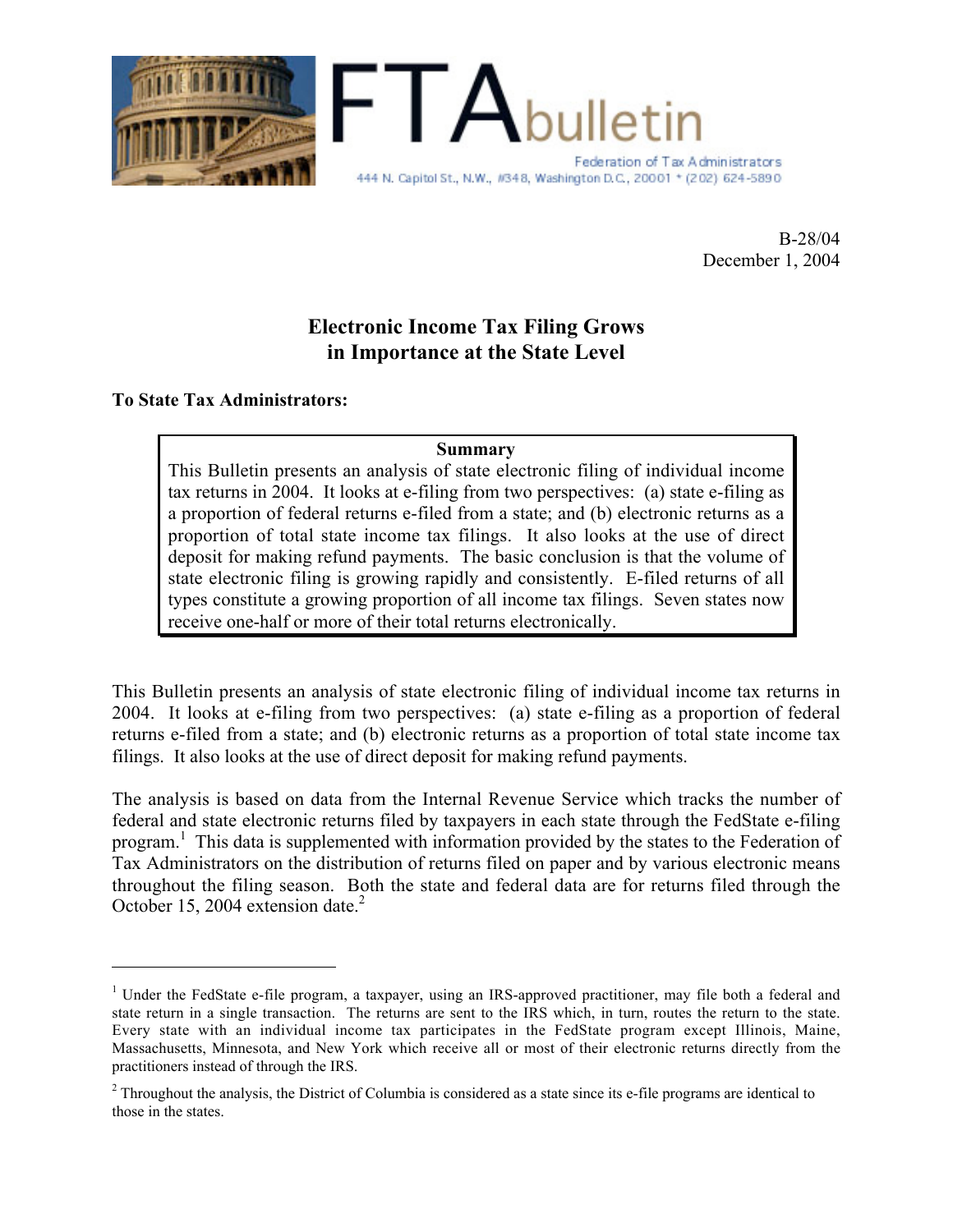# FTA bulletin

Federation of Tax Administrators
444 N. Capitol St., N.W., #348, Washington D.C., 20001 * (202) 624-5890

B-28/04
December 1, 2004

## Electronic Income Tax Filing Grows in Importance at the State Level

**To State Tax Administrators:**

> **Summary**
>
> This Bulletin presents an analysis of state electronic filing of individual income tax returns in 2004. It looks at e-filing from two perspectives: (a) state e-filing as a proportion of federal returns e-filed from a state; and (b) electronic returns as a proportion of total state income tax filings. It also looks at the use of direct deposit for making refund payments. The basic conclusion is that the volume of state electronic filing is growing rapidly and consistently. E-filed returns of all types constitute a growing proportion of all income tax filings. Seven states now receive one-half or more of their total returns electronically.

This Bulletin presents an analysis of state electronic filing of individual income tax returns in 2004. It looks at e-filing from two perspectives: (a) state e-filing as a proportion of federal returns e-filed from a state; and (b) electronic returns as a proportion of total state income tax filings. It also looks at the use of direct deposit for making refund payments.

The analysis is based on data from the Internal Revenue Service which tracks the number of federal and state electronic returns filed by taxpayers in each state through the FedState e-filing program.[1] This data is supplemented with information provided by the states to the Federation of Tax Administrators on the distribution of returns filed on paper and by various electronic means throughout the filing season. Both the state and federal data are for returns filed through the October 15, 2004 extension date.[2]

---

[1] Under the FedState e-file program, a taxpayer, using an IRS-approved practitioner, may file both a federal and state return in a single transaction. The returns are sent to the IRS which, in turn, routes the return to the state. Every state with an individual income tax participates in the FedState program except Illinois, Maine, Massachusetts, Minnesota, and New York which receive all or most of their electronic returns directly from the practitioners instead of through the IRS.

[2] Throughout the analysis, the District of Columbia is considered as a state since its e-file programs are identical to those in the states.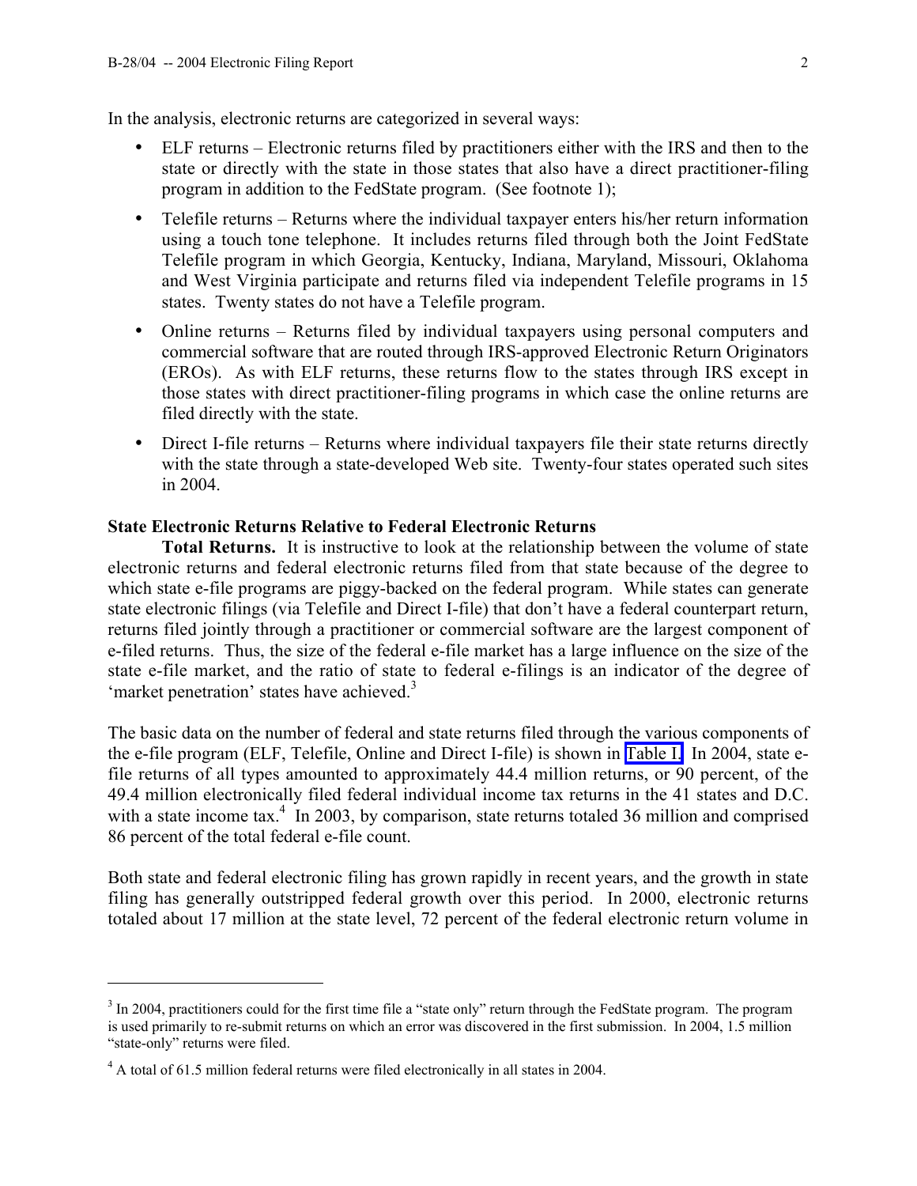In the analysis, electronic returns are categorized in several ways:

- ELF returns – Electronic returns filed by practitioners either with the IRS and then to the state or directly with the state in those states that also have a direct practitioner-filing program in addition to the FedState program. (See footnote 1);
- Telefile returns – Returns where the individual taxpayer enters his/her return information using a touch tone telephone. It includes returns filed through both the Joint FedState Telefile program in which Georgia, Kentucky, Indiana, Maryland, Missouri, Oklahoma and West Virginia participate and returns filed via independent Telefile programs in 15 states. Twenty states do not have a Telefile program.
- Online returns – Returns filed by individual taxpayers using personal computers and commercial software that are routed through IRS-approved Electronic Return Originators (EROs). As with ELF returns, these returns flow to the states through IRS except in those states with direct practitioner-filing programs in which case the online returns are filed directly with the state.
- Direct I-file returns – Returns where individual taxpayers file their state returns directly with the state through a state-developed Web site. Twenty-four states operated such sites in 2004.

**State Electronic Returns Relative to Federal Electronic Returns**

**Total Returns.** It is instructive to look at the relationship between the volume of state electronic returns and federal electronic returns filed from that state because of the degree to which state e-file programs are piggy-backed on the federal program. While states can generate state electronic filings (via Telefile and Direct I-file) that don't have a federal counterpart return, returns filed jointly through a practitioner or commercial software are the largest component of e-filed returns. Thus, the size of the federal e-file market has a large influence on the size of the state e-file market, and the ratio of state to federal e-filings is an indicator of the degree of 'market penetration' states have achieved.[3]

The basic data on the number of federal and state returns filed through the various components of the e-file program (ELF, Telefile, Online and Direct I-file) is shown in Table I. In 2004, state e-file returns of all types amounted to approximately 44.4 million returns, or 90 percent, of the 49.4 million electronically filed federal individual income tax returns in the 41 states and D.C. with a state income tax.[4] In 2003, by comparison, state returns totaled 36 million and comprised 86 percent of the total federal e-file count.

Both state and federal electronic filing has grown rapidly in recent years, and the growth in state filing has generally outstripped federal growth over this period. In 2000, electronic returns totaled about 17 million at the state level, 72 percent of the federal electronic return volume in

---

[3] In 2004, practitioners could for the first time file a "state only" return through the FedState program. The program is used primarily to re-submit returns on which an error was discovered in the first submission. In 2004, 1.5 million "state-only" returns were filed.

[4] A total of 61.5 million federal returns were filed electronically in all states in 2004.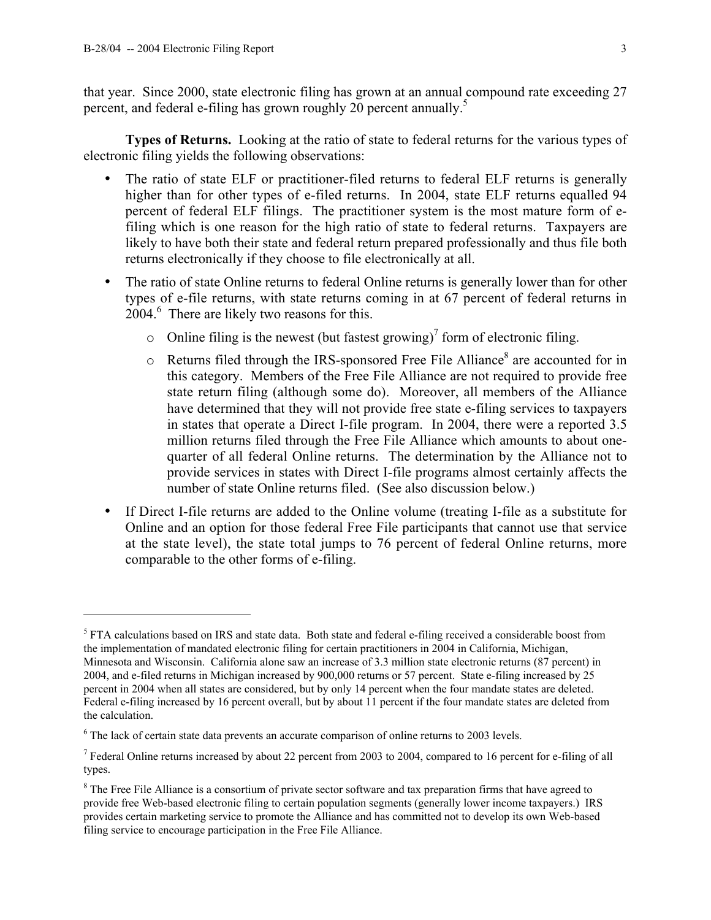that year. Since 2000, state electronic filing has grown at an annual compound rate exceeding 27 percent, and federal e-filing has grown roughly 20 percent annually.[5]

**Types of Returns.** Looking at the ratio of state to federal returns for the various types of electronic filing yields the following observations:

- The ratio of state ELF or practitioner-filed returns to federal ELF returns is generally higher than for other types of e-filed returns. In 2004, state ELF returns equalled 94 percent of federal ELF filings. The practitioner system is the most mature form of e-filing which is one reason for the high ratio of state to federal returns. Taxpayers are likely to have both their state and federal return prepared professionally and thus file both returns electronically if they choose to file electronically at all.
- The ratio of state Online returns to federal Online returns is generally lower than for other types of e-file returns, with state returns coming in at 67 percent of federal returns in 2004.[6] There are likely two reasons for this.
  - Online filing is the newest (but fastest growing)[7] form of electronic filing.
  - Returns filed through the IRS-sponsored Free File Alliance[8] are accounted for in this category. Members of the Free File Alliance are not required to provide free state return filing (although some do). Moreover, all members of the Alliance have determined that they will not provide free state e-filing services to taxpayers in states that operate a Direct I-file program. In 2004, there were a reported 3.5 million returns filed through the Free File Alliance which amounts to about one-quarter of all federal Online returns. The determination by the Alliance not to provide services in states with Direct I-file programs almost certainly affects the number of state Online returns filed. (See also discussion below.)
- If Direct I-file returns are added to the Online volume (treating I-file as a substitute for Online and an option for those federal Free File participants that cannot use that service at the state level), the state total jumps to 76 percent of federal Online returns, more comparable to the other forms of e-filing.

---

[5] FTA calculations based on IRS and state data. Both state and federal e-filing received a considerable boost from the implementation of mandated electronic filing for certain practitioners in 2004 in California, Michigan, Minnesota and Wisconsin. California alone saw an increase of 3.3 million state electronic returns (87 percent) in 2004, and e-filed returns in Michigan increased by 900,000 returns or 57 percent. State e-filing increased by 25 percent in 2004 when all states are considered, but by only 14 percent when the four mandate states are deleted. Federal e-filing increased by 16 percent overall, but by about 11 percent if the four mandate states are deleted from the calculation.

[6] The lack of certain state data prevents an accurate comparison of online returns to 2003 levels.

[7] Federal Online returns increased by about 22 percent from 2003 to 2004, compared to 16 percent for e-filing of all types.

[8] The Free File Alliance is a consortium of private sector software and tax preparation firms that have agreed to provide free Web-based electronic filing to certain population segments (generally lower income taxpayers.) IRS provides certain marketing service to promote the Alliance and has committed not to develop its own Web-based filing service to encourage participation in the Free File Alliance.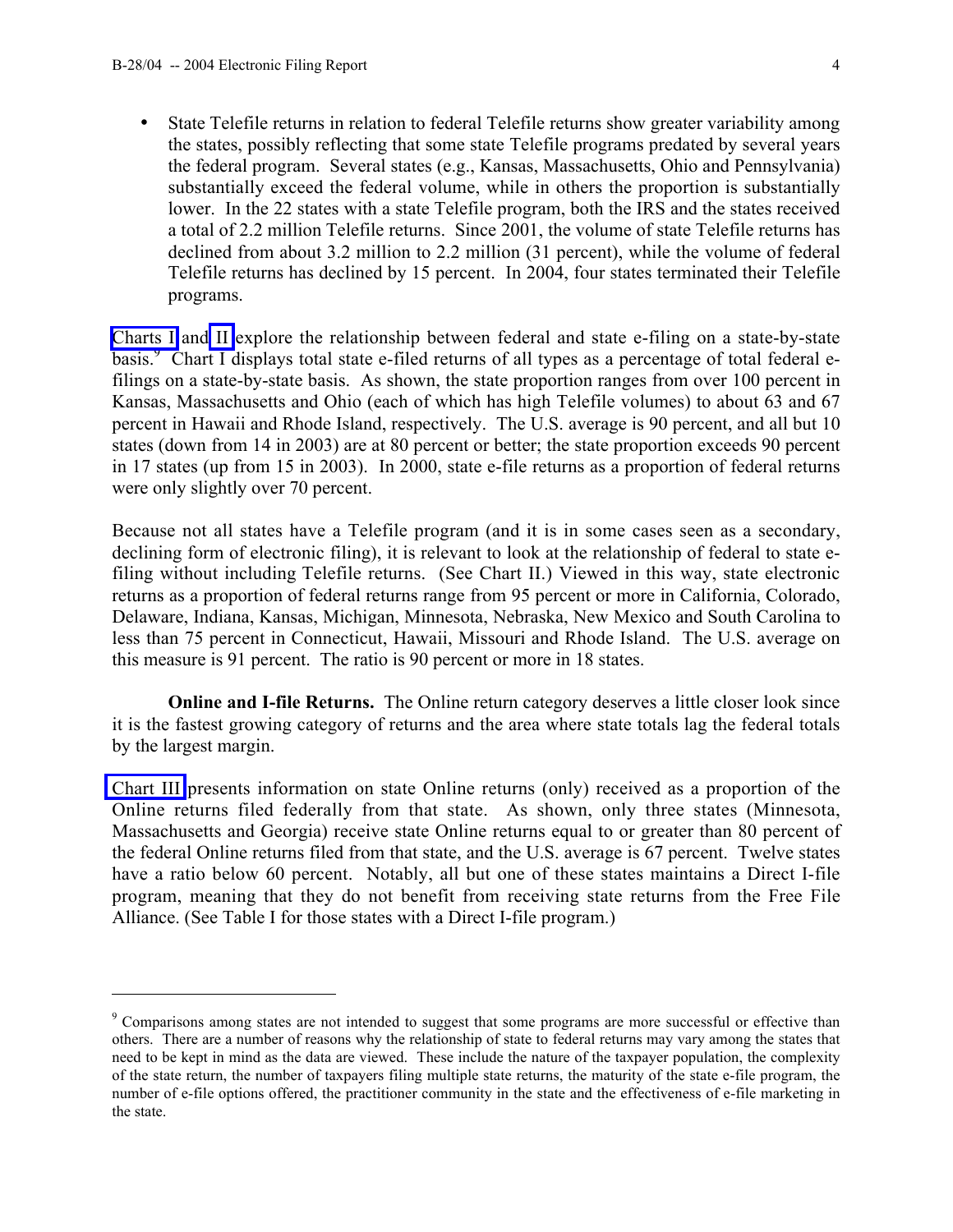- State Telefile returns in relation to federal Telefile returns show greater variability among the states, possibly reflecting that some state Telefile programs predated by several years the federal program. Several states (e.g., Kansas, Massachusetts, Ohio and Pennsylvania) substantially exceed the federal volume, while in others the proportion is substantially lower. In the 22 states with a state Telefile program, both the IRS and the states received a total of 2.2 million Telefile returns. Since 2001, the volume of state Telefile returns has declined from about 3.2 million to 2.2 million (31 percent), while the volume of federal Telefile returns has declined by 15 percent. In 2004, four states terminated their Telefile programs.

Charts I and II explore the relationship between federal and state e-filing on a state-by-state basis.[9] Chart I displays total state e-filed returns of all types as a percentage of total federal e-filings on a state-by-state basis. As shown, the state proportion ranges from over 100 percent in Kansas, Massachusetts and Ohio (each of which has high Telefile volumes) to about 63 and 67 percent in Hawaii and Rhode Island, respectively. The U.S. average is 90 percent, and all but 10 states (down from 14 in 2003) are at 80 percent or better; the state proportion exceeds 90 percent in 17 states (up from 15 in 2003). In 2000, state e-file returns as a proportion of federal returns were only slightly over 70 percent.

Because not all states have a Telefile program (and it is in some cases seen as a secondary, declining form of electronic filing), it is relevant to look at the relationship of federal to state e-filing without including Telefile returns. (See Chart II.) Viewed in this way, state electronic returns as a proportion of federal returns range from 95 percent or more in California, Colorado, Delaware, Indiana, Kansas, Michigan, Minnesota, Nebraska, New Mexico and South Carolina to less than 75 percent in Connecticut, Hawaii, Missouri and Rhode Island. The U.S. average on this measure is 91 percent. The ratio is 90 percent or more in 18 states.

**Online and I-file Returns.** The Online return category deserves a little closer look since it is the fastest growing category of returns and the area where state totals lag the federal totals by the largest margin.

Chart III presents information on state Online returns (only) received as a proportion of the Online returns filed federally from that state. As shown, only three states (Minnesota, Massachusetts and Georgia) receive state Online returns equal to or greater than 80 percent of the federal Online returns filed from that state, and the U.S. average is 67 percent. Twelve states have a ratio below 60 percent. Notably, all but one of these states maintains a Direct I-file program, meaning that they do not benefit from receiving state returns from the Free File Alliance. (See Table I for those states with a Direct I-file program.)

[9] Comparisons among states are not intended to suggest that some programs are more successful or effective than others. There are a number of reasons why the relationship of state to federal returns may vary among the states that need to be kept in mind as the data are viewed. These include the nature of the taxpayer population, the complexity of the state return, the number of taxpayers filing multiple state returns, the maturity of the state e-file program, the number of e-file options offered, the practitioner community in the state and the effectiveness of e-file marketing in the state.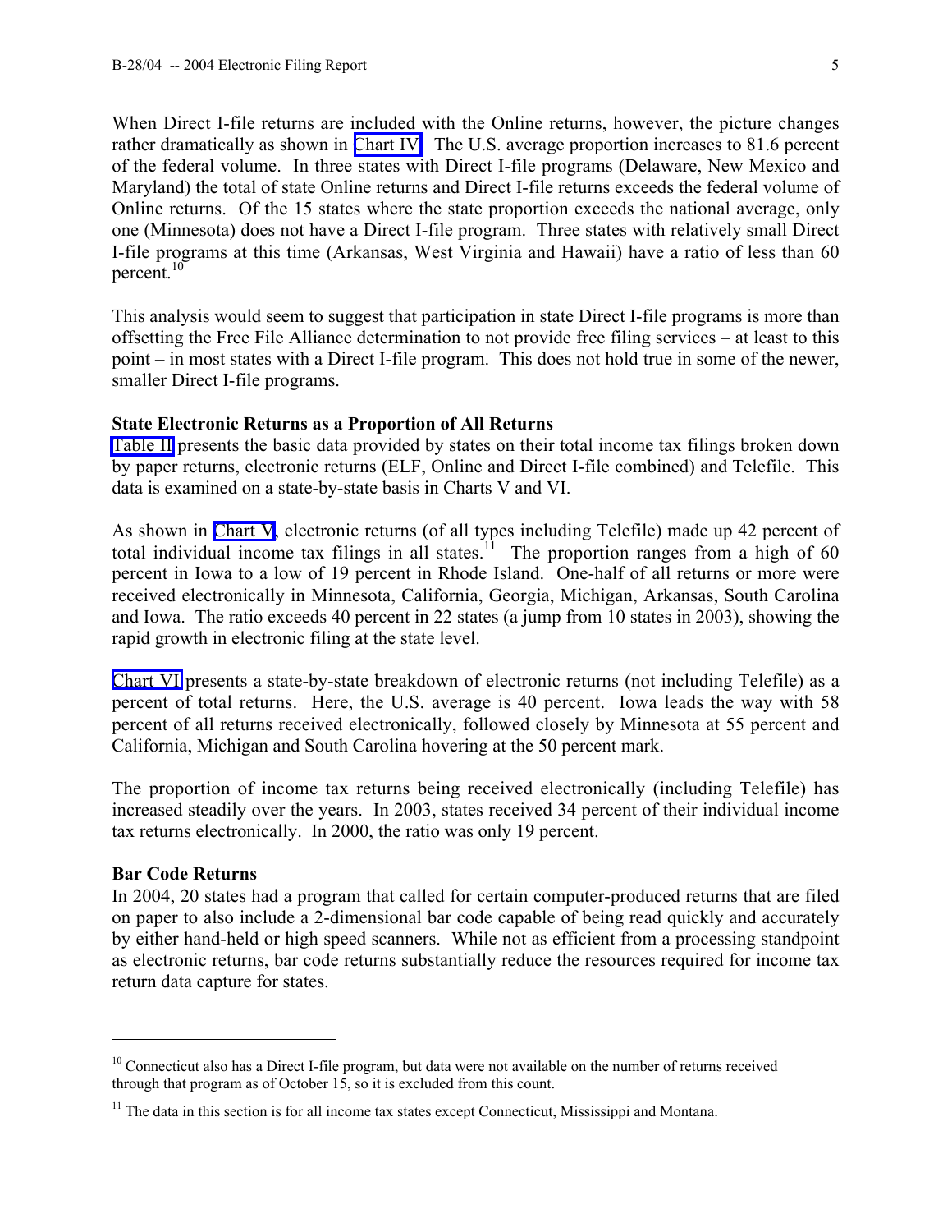When Direct I-file returns are included with the Online returns, however, the picture changes rather dramatically as shown in Chart IV. The U.S. average proportion increases to 81.6 percent of the federal volume. In three states with Direct I-file programs (Delaware, New Mexico and Maryland) the total of state Online returns and Direct I-file returns exceeds the federal volume of Online returns. Of the 15 states where the state proportion exceeds the national average, only one (Minnesota) does not have a Direct I-file program. Three states with relatively small Direct I-file programs at this time (Arkansas, West Virginia and Hawaii) have a ratio of less than 60 percent.[10]

This analysis would seem to suggest that participation in state Direct I-file programs is more than offsetting the Free File Alliance determination to not provide free filing services – at least to this point – in most states with a Direct I-file program. This does not hold true in some of the newer, smaller Direct I-file programs.

**State Electronic Returns as a Proportion of All Returns**

Table II presents the basic data provided by states on their total income tax filings broken down by paper returns, electronic returns (ELF, Online and Direct I-file combined) and Telefile. This data is examined on a state-by-state basis in Charts V and VI.

As shown in Chart V, electronic returns (of all types including Telefile) made up 42 percent of total individual income tax filings in all states.[11] The proportion ranges from a high of 60 percent in Iowa to a low of 19 percent in Rhode Island. One-half of all returns or more were received electronically in Minnesota, California, Georgia, Michigan, Arkansas, South Carolina and Iowa. The ratio exceeds 40 percent in 22 states (a jump from 10 states in 2003), showing the rapid growth in electronic filing at the state level.

Chart VI presents a state-by-state breakdown of electronic returns (not including Telefile) as a percent of total returns. Here, the U.S. average is 40 percent. Iowa leads the way with 58 percent of all returns received electronically, followed closely by Minnesota at 55 percent and California, Michigan and South Carolina hovering at the 50 percent mark.

The proportion of income tax returns being received electronically (including Telefile) has increased steadily over the years. In 2003, states received 34 percent of their individual income tax returns electronically. In 2000, the ratio was only 19 percent.

**Bar Code Returns**

In 2004, 20 states had a program that called for certain computer-produced returns that are filed on paper to also include a 2-dimensional bar code capable of being read quickly and accurately by either hand-held or high speed scanners. While not as efficient from a processing standpoint as electronic returns, bar code returns substantially reduce the resources required for income tax return data capture for states.

---

[10] Connecticut also has a Direct I-file program, but data were not available on the number of returns received through that program as of October 15, so it is excluded from this count.

[11] The data in this section is for all income tax states except Connecticut, Mississippi and Montana.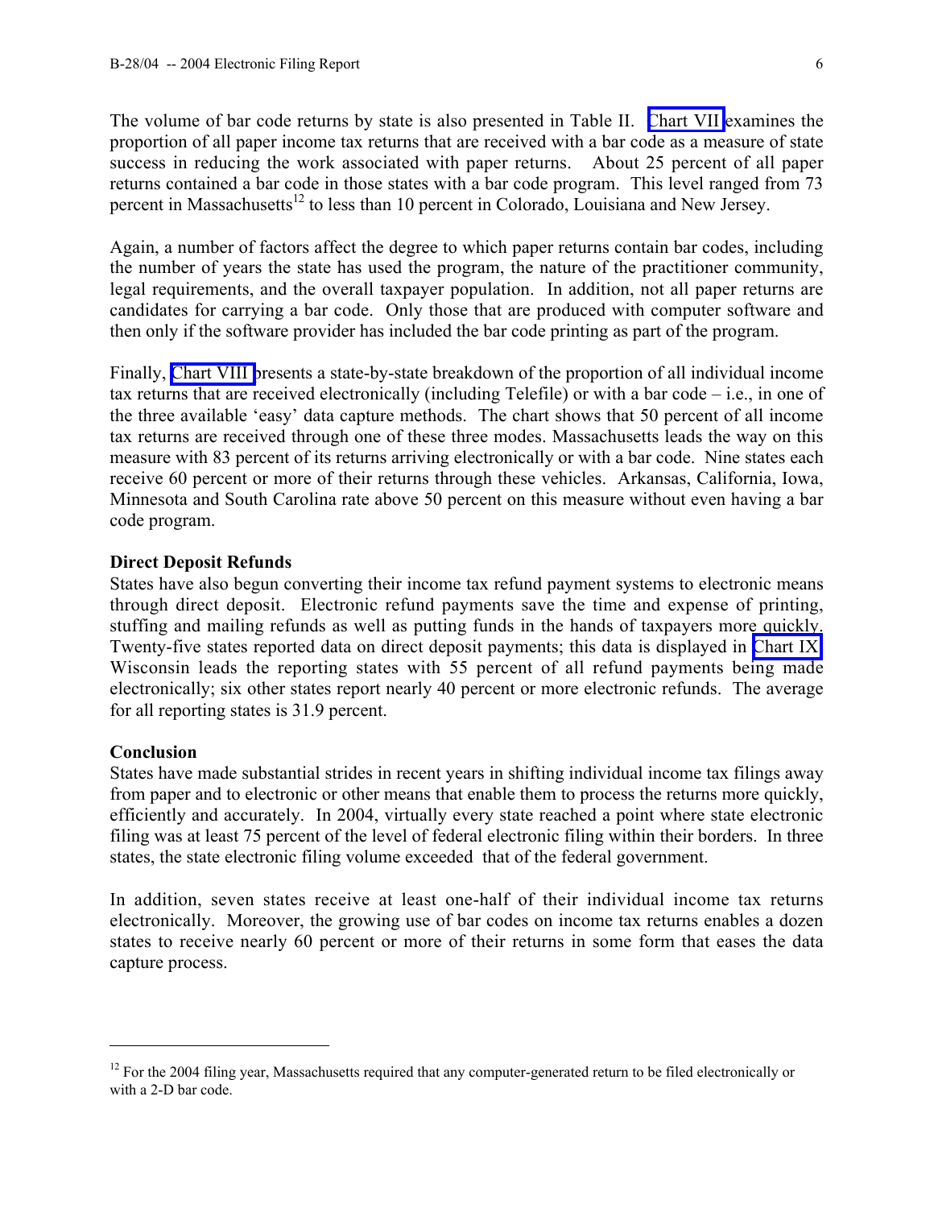The volume of bar code returns by state is also presented in Table II. Chart VII examines the proportion of all paper income tax returns that are received with a bar code as a measure of state success in reducing the work associated with paper returns. About 25 percent of all paper returns contained a bar code in those states with a bar code program. This level ranged from 73 percent in Massachusetts[12] to less than 10 percent in Colorado, Louisiana and New Jersey.

Again, a number of factors affect the degree to which paper returns contain bar codes, including the number of years the state has used the program, the nature of the practitioner community, legal requirements, and the overall taxpayer population. In addition, not all paper returns are candidates for carrying a bar code. Only those that are produced with computer software and then only if the software provider has included the bar code printing as part of the program.

Finally, Chart VIII presents a state-by-state breakdown of the proportion of all individual income tax returns that are received electronically (including Telefile) or with a bar code – i.e., in one of the three available 'easy' data capture methods. The chart shows that 50 percent of all income tax returns are received through one of these three modes. Massachusetts leads the way on this measure with 83 percent of its returns arriving electronically or with a bar code. Nine states each receive 60 percent or more of their returns through these vehicles. Arkansas, California, Iowa, Minnesota and South Carolina rate above 50 percent on this measure without even having a bar code program.

**Direct Deposit Refunds**

States have also begun converting their income tax refund payment systems to electronic means through direct deposit. Electronic refund payments save the time and expense of printing, stuffing and mailing refunds as well as putting funds in the hands of taxpayers more quickly. Twenty-five states reported data on direct deposit payments; this data is displayed in Chart IX. Wisconsin leads the reporting states with 55 percent of all refund payments being made electronically; six other states report nearly 40 percent or more electronic refunds. The average for all reporting states is 31.9 percent.

**Conclusion**

States have made substantial strides in recent years in shifting individual income tax filings away from paper and to electronic or other means that enable them to process the returns more quickly, efficiently and accurately. In 2004, virtually every state reached a point where state electronic filing was at least 75 percent of the level of federal electronic filing within their borders. In three states, the state electronic filing volume exceeded that of the federal government.

In addition, seven states receive at least one-half of their individual income tax returns electronically. Moreover, the growing use of bar codes on income tax returns enables a dozen states to receive nearly 60 percent or more of their returns in some form that eases the data capture process.

[12] For the 2004 filing year, Massachusetts required that any computer-generated return to be filed electronically or with a 2-D bar code.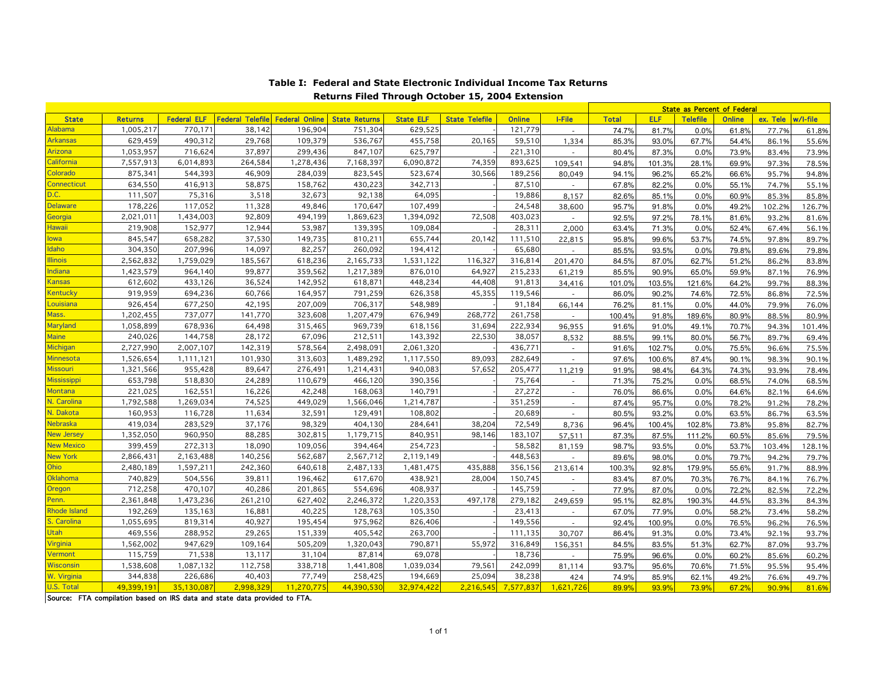## Table I: Federal and State Electronic Individual Income Tax Returns

### Returns Filed Through October 15, 2004 Extension

| State | Returns | Federal ELF | Federal Telefile | Federal Online | State Returns | State ELF | State Telefile | Online | I-File | State as Percent of Federal: Total | ELF | Telefile | Online | ex. Tele | w/I-file |
|---|---|---|---|---|---|---|---|---|---|---|---|---|---|---|---|
| Alabama | 1,005,217 | 770,171 | 38,142 | 196,904 | 751,304 | 629,525 | - | 121,779 | - | 74.7% | 81.7% | 0.0% | 61.8% | 77.7% | 61.8% |
| Arkansas | 629,459 | 490,312 | 29,768 | 109,379 | 536,767 | 455,758 | 20,165 | 59,510 | 1,334 | 85.3% | 93.0% | 67.7% | 54.4% | 86.1% | 55.6% |
| Arizona | 1,053,957 | 716,624 | 37,897 | 299,436 | 847,107 | 625,797 | - | 221,310 | - | 80.4% | 87.3% | 0.0% | 73.9% | 83.4% | 73.9% |
| California | 7,557,913 | 6,014,893 | 264,584 | 1,278,436 | 7,168,397 | 6,090,872 | 74,359 | 893,625 | 109,541 | 94.8% | 101.3% | 28.1% | 69.9% | 97.3% | 78.5% |
| Colorado | 875,341 | 544,393 | 46,909 | 284,039 | 823,545 | 523,674 | 30,566 | 189,256 | 80,049 | 94.1% | 96.2% | 65.2% | 66.6% | 95.7% | 94.8% |
| Connecticut | 634,550 | 416,913 | 58,875 | 158,762 | 430,223 | 342,713 | - | 87,510 | - | 67.8% | 82.2% | 0.0% | 55.1% | 74.7% | 55.1% |
| D.C. | 111,507 | 75,316 | 3,518 | 32,673 | 92,138 | 64,095 | - | 19,886 | 8,157 | 82.6% | 85.1% | 0.0% | 60.9% | 85.3% | 85.8% |
| Delaware | 178,226 | 117,052 | 11,328 | 49,846 | 170,647 | 107,499 | - | 24,548 | 38,600 | 95.7% | 91.8% | 0.0% | 49.2% | 102.2% | 126.7% |
| Georgia | 2,021,011 | 1,434,003 | 92,809 | 494,199 | 1,869,623 | 1,394,092 | 72,508 | 403,023 | - | 92.5% | 97.2% | 78.1% | 81.6% | 93.2% | 81.6% |
| Hawaii | 219,908 | 152,977 | 12,944 | 53,987 | 139,395 | 109,084 | - | 28,311 | 2,000 | 63.4% | 71.3% | 0.0% | 52.4% | 67.4% | 56.1% |
| Iowa | 845,547 | 658,282 | 37,530 | 149,735 | 810,211 | 655,744 | 20,142 | 111,510 | 22,815 | 95.8% | 99.6% | 53.7% | 74.5% | 97.8% | 89.7% |
| Idaho | 304,350 | 207,996 | 14,097 | 82,257 | 260,092 | 194,412 | - | 65,680 | - | 85.5% | 93.5% | 0.0% | 79.8% | 89.6% | 79.8% |
| Illinois | 2,562,832 | 1,759,029 | 185,567 | 618,236 | 2,165,733 | 1,531,122 | 116,327 | 316,814 | 201,470 | 84.5% | 87.0% | 62.7% | 51.2% | 86.2% | 83.8% |
| Indiana | 1,423,579 | 964,140 | 99,877 | 359,562 | 1,217,389 | 876,010 | 64,927 | 215,233 | 61,219 | 85.5% | 90.9% | 65.0% | 59.9% | 87.1% | 76.9% |
| Kansas | 612,602 | 433,126 | 36,524 | 142,952 | 618,871 | 448,234 | 44,408 | 91,813 | 34,416 | 101.0% | 103.5% | 121.6% | 64.2% | 99.7% | 88.3% |
| Kentucky | 919,959 | 694,236 | 60,766 | 164,957 | 791,259 | 626,358 | 45,355 | 119,546 | - | 86.0% | 90.2% | 74.6% | 72.5% | 86.8% | 72.5% |
| Louisiana | 926,454 | 677,250 | 42,195 | 207,009 | 706,317 | 548,989 | - | 91,184 | 66,144 | 76.2% | 81.1% | 0.0% | 44.0% | 79.9% | 76.0% |
| Mass. | 1,202,455 | 737,077 | 141,770 | 323,608 | 1,207,479 | 676,949 | 268,772 | 261,758 | - | 100.4% | 91.8% | 189.6% | 80.9% | 88.5% | 80.9% |
| Maryland | 1,058,899 | 678,936 | 64,498 | 315,465 | 969,739 | 618,156 | 31,694 | 222,934 | 96,955 | 91.6% | 91.0% | 49.1% | 70.7% | 94.3% | 101.4% |
| Maine | 240,026 | 144,758 | 28,172 | 67,096 | 212,511 | 143,392 | 22,530 | 38,057 | 8,532 | 88.5% | 99.1% | 80.0% | 56.7% | 89.7% | 69.4% |
| Michigan | 2,727,990 | 2,007,107 | 142,319 | 578,564 | 2,498,091 | 2,061,320 | - | 436,771 | - | 91.6% | 102.7% | 0.0% | 75.5% | 96.6% | 75.5% |
| Minnesota | 1,526,654 | 1,111,121 | 101,930 | 313,603 | 1,489,292 | 1,117,550 | 89,093 | 282,649 | - | 97.6% | 100.6% | 87.4% | 90.1% | 98.3% | 90.1% |
| Missouri | 1,321,566 | 955,428 | 89,647 | 276,491 | 1,214,431 | 940,083 | 57,652 | 205,477 | 11,219 | 91.9% | 98.4% | 64.3% | 74.3% | 93.9% | 78.4% |
| Mississippi | 653,798 | 518,830 | 24,289 | 110,679 | 466,120 | 390,356 | - | 75,764 | - | 71.3% | 75.2% | 0.0% | 68.5% | 74.0% | 68.5% |
| Montana | 221,025 | 162,551 | 16,226 | 42,248 | 168,063 | 140,791 | - | 27,272 | - | 76.0% | 86.6% | 0.0% | 64.6% | 82.1% | 64.6% |
| N. Carolina | 1,792,588 | 1,269,034 | 74,525 | 449,029 | 1,566,046 | 1,214,787 | - | 351,259 | - | 87.4% | 95.7% | 0.0% | 78.2% | 91.2% | 78.2% |
| N. Dakota | 160,953 | 116,728 | 11,634 | 32,591 | 129,491 | 108,802 | - | 20,689 | - | 80.5% | 93.2% | 0.0% | 63.5% | 86.7% | 63.5% |
| Nebraska | 419,034 | 283,529 | 37,176 | 98,329 | 404,130 | 284,641 | 38,204 | 72,549 | 8,736 | 96.4% | 100.4% | 102.8% | 73.8% | 95.8% | 82.7% |
| New Jersey | 1,352,050 | 960,950 | 88,285 | 302,815 | 1,179,715 | 840,951 | 98,146 | 183,107 | 57,511 | 87.3% | 87.5% | 111.2% | 60.5% | 85.6% | 79.5% |
| New Mexico | 399,459 | 272,313 | 18,090 | 109,056 | 394,464 | 254,723 | - | 58,582 | 81,159 | 98.7% | 93.5% | 0.0% | 53.7% | 103.4% | 128.1% |
| New York | 2,866,431 | 2,163,488 | 140,256 | 562,687 | 2,567,712 | 2,119,149 | - | 448,563 | - | 89.6% | 98.0% | 0.0% | 79.7% | 94.2% | 79.7% |
| Ohio | 2,480,189 | 1,597,211 | 242,360 | 640,618 | 2,487,133 | 1,481,475 | 435,888 | 356,156 | 213,614 | 100.3% | 92.8% | 179.9% | 55.6% | 91.7% | 88.9% |
| Oklahoma | 740,829 | 504,556 | 39,811 | 196,462 | 617,670 | 438,921 | 28,004 | 150,745 | - | 83.4% | 87.0% | 70.3% | 76.7% | 84.1% | 76.7% |
| Oregon | 712,258 | 470,107 | 40,286 | 201,865 | 554,696 | 408,937 | - | 145,759 | - | 77.9% | 87.0% | 0.0% | 72.2% | 82.5% | 72.2% |
| Penn. | 2,361,848 | 1,473,236 | 261,210 | 627,402 | 2,246,372 | 1,220,353 | 497,178 | 279,182 | 249,659 | 95.1% | 82.8% | 190.3% | 44.5% | 83.3% | 84.3% |
| Rhode Island | 192,269 | 135,163 | 16,881 | 40,225 | 128,763 | 105,350 | - | 23,413 | - | 67.0% | 77.9% | 0.0% | 58.2% | 73.4% | 58.2% |
| S. Carolina | 1,055,695 | 819,314 | 40,927 | 195,454 | 975,962 | 826,406 | - | 149,556 | - | 92.4% | 100.9% | 0.0% | 76.5% | 96.2% | 76.5% |
| Utah | 469,556 | 288,952 | 29,265 | 151,339 | 405,542 | 263,700 | - | 111,135 | 30,707 | 86.4% | 91.3% | 0.0% | 73.4% | 92.1% | 93.7% |
| Virginia | 1,562,002 | 947,629 | 109,164 | 505,209 | 1,320,043 | 790,871 | 55,972 | 316,849 | 156,351 | 84.5% | 83.5% | 51.3% | 62.7% | 87.0% | 93.7% |
| Vermont | 115,759 | 71,538 | 13,117 | 31,104 | 87,814 | 69,078 | - | 18,736 | - | 75.9% | 96.6% | 0.0% | 60.2% | 85.6% | 60.2% |
| Wisconsin | 1,538,608 | 1,087,132 | 112,758 | 338,718 | 1,441,808 | 1,039,034 | 79,561 | 242,099 | 81,114 | 93.7% | 95.6% | 70.6% | 71.5% | 95.5% | 95.4% |
| W. Virginia | 344,838 | 226,686 | 40,403 | 77,749 | 258,425 | 194,669 | 25,094 | 38,238 | 424 | 74.9% | 85.9% | 62.1% | 49.2% | 76.6% | 49.7% |
| U.S. Total | 49,399,191 | 35,130,087 | 2,998,329 | 11,270,775 | 44,390,530 | 32,974,422 | 2,216,545 | 7,577,837 | 1,621,726 | 89.9% | 93.9% | 73.9% | 67.2% | 90.9% | 81.6% |

Source: FTA compilation based on IRS data and state data provided to FTA.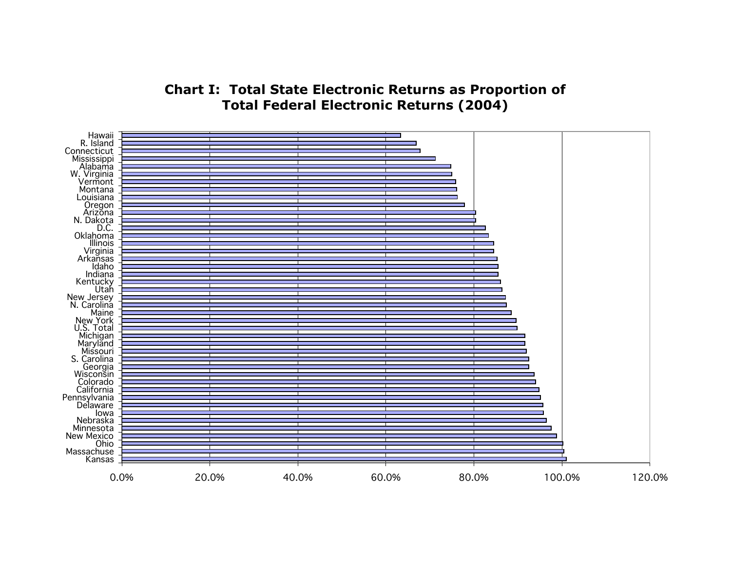**Chart I: Total State Electronic Returns as Proportion of Total Federal Electronic Returns (2004)**

Hawaii
R. Island
Connecticut
Mississippi
Alabama
W. Virginia
Vermont
Montana
Louisiana
Oregon
Arizona
N. Dakota
D.C.
Oklahoma
Illinois
Virginia
Arkansas
Idaho
Indiana
Kentucky
Utah
New Jersey
N. Carolina
Maine
New York
U.S. Total
Michigan
Maryland
Missouri
S. Carolina
Georgia
Wisconsin
Colorado
California
Pennsylvania
Delaware
Iowa
Nebraska
Minnesota
New Mexico
Ohio
Massachuse
Kansas

0.0% 20.0% 40.0% 60.0% 80.0% 100.0% 120.0%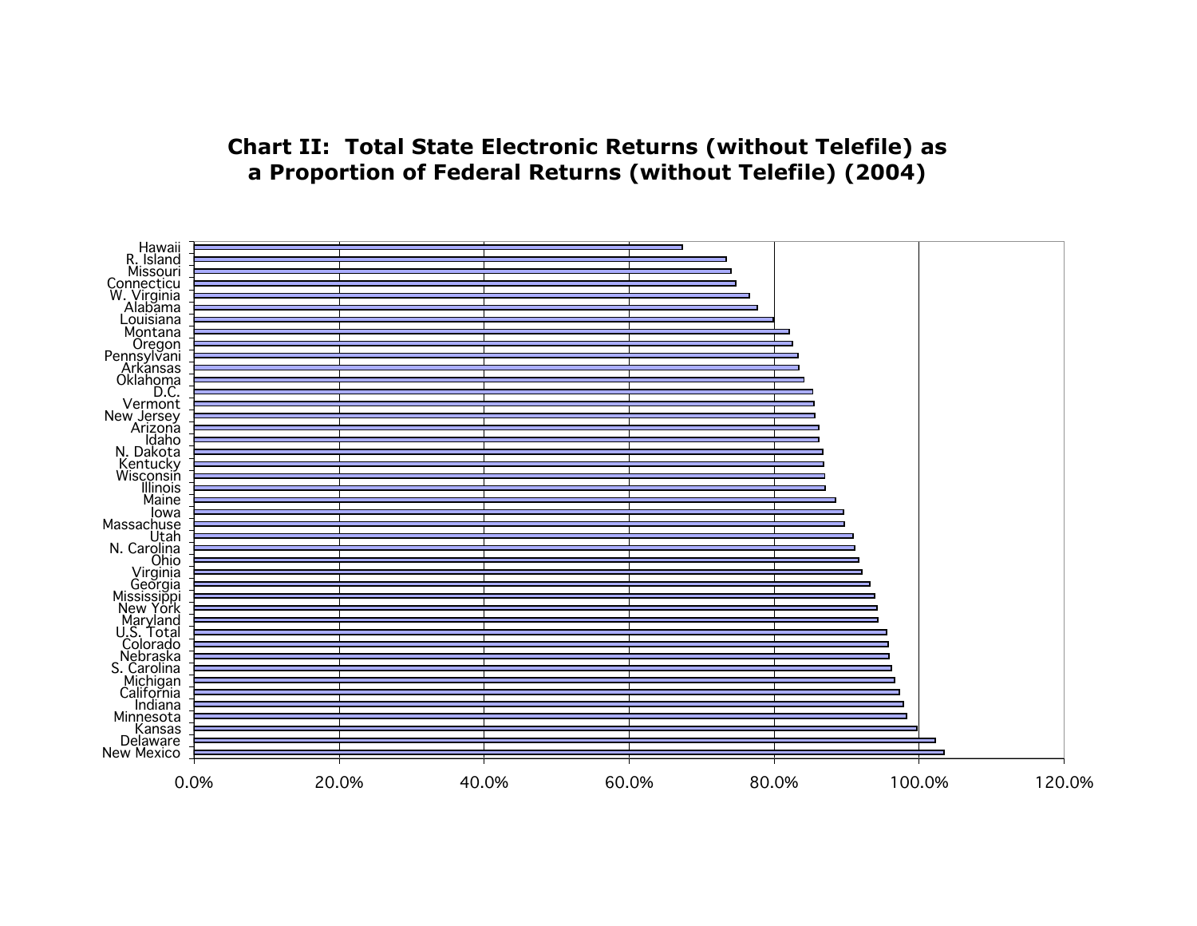**Chart II: Total State Electronic Returns (without Telefile) as a Proportion of Federal Returns (without Telefile) (2004)**

Hawaii
R. Island
Missouri
Connecticu
W. Virginia
Alabama
Louisiana
Montana
Oregon
Pennsylvani
Arkansas
Oklahoma
D.C.
Vermont
New Jersey
Arizona
Idaho
N. Dakota
Kentucky
Wisconsin
Illinois
Maine
Iowa
Massachuse
Utah
N. Carolina
Ohio
Virginia
Georgia
Mississippi
New York
Maryland
U.S. Total
Colorado
Nebraska
S. Carolina
Michigan
California
Indiana
Minnesota
Kansas
Delaware
New Mexico

0.0% 20.0% 40.0% 60.0% 80.0% 100.0% 120.0%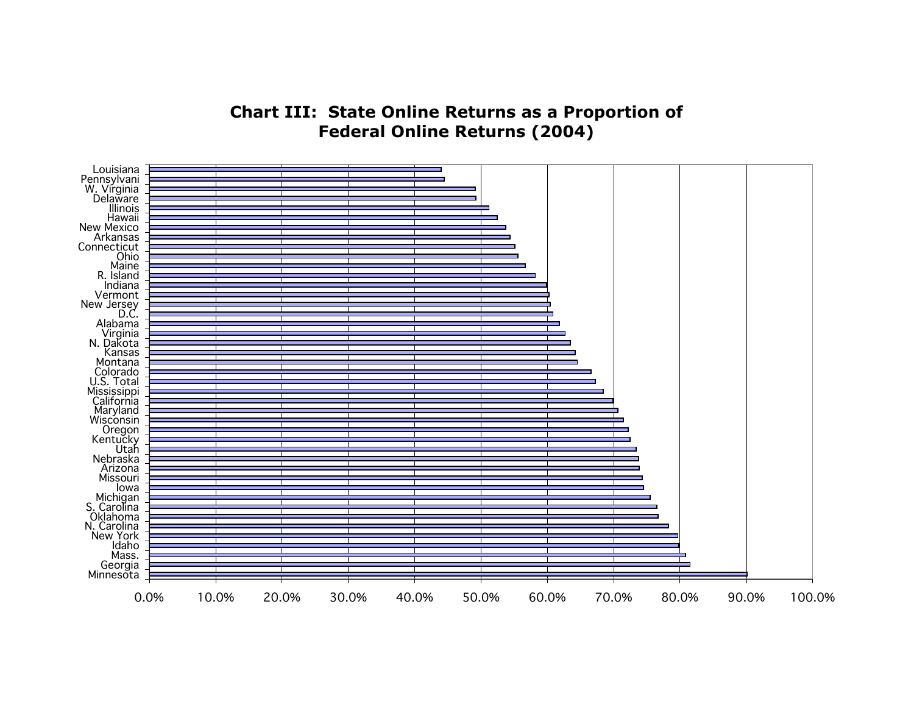**Chart III: State Online Returns as a Proportion of Federal Online Returns (2004)**

Louisiana
Pennsylvani
W. Virginia
Delaware
Illinois
Hawaii
New Mexico
Arkansas
Connecticut
Ohio
Maine
R. Island
Indiana
Vermont
New Jersey
D.C.
Alabama
Virginia
N. Dakota
Kansas
Montana
Colorado
U.S. Total
Mississippi
California
Maryland
Wisconsin
Oregon
Kentucky
Utah
Nebraska
Arizona
Missouri
Iowa
Michigan
S. Carolina
Oklahoma
N. Carolina
New York
Idaho
Mass.
Georgia
Minnesota

0.0% 10.0% 20.0% 30.0% 40.0% 50.0% 60.0% 70.0% 80.0% 90.0% 100.0%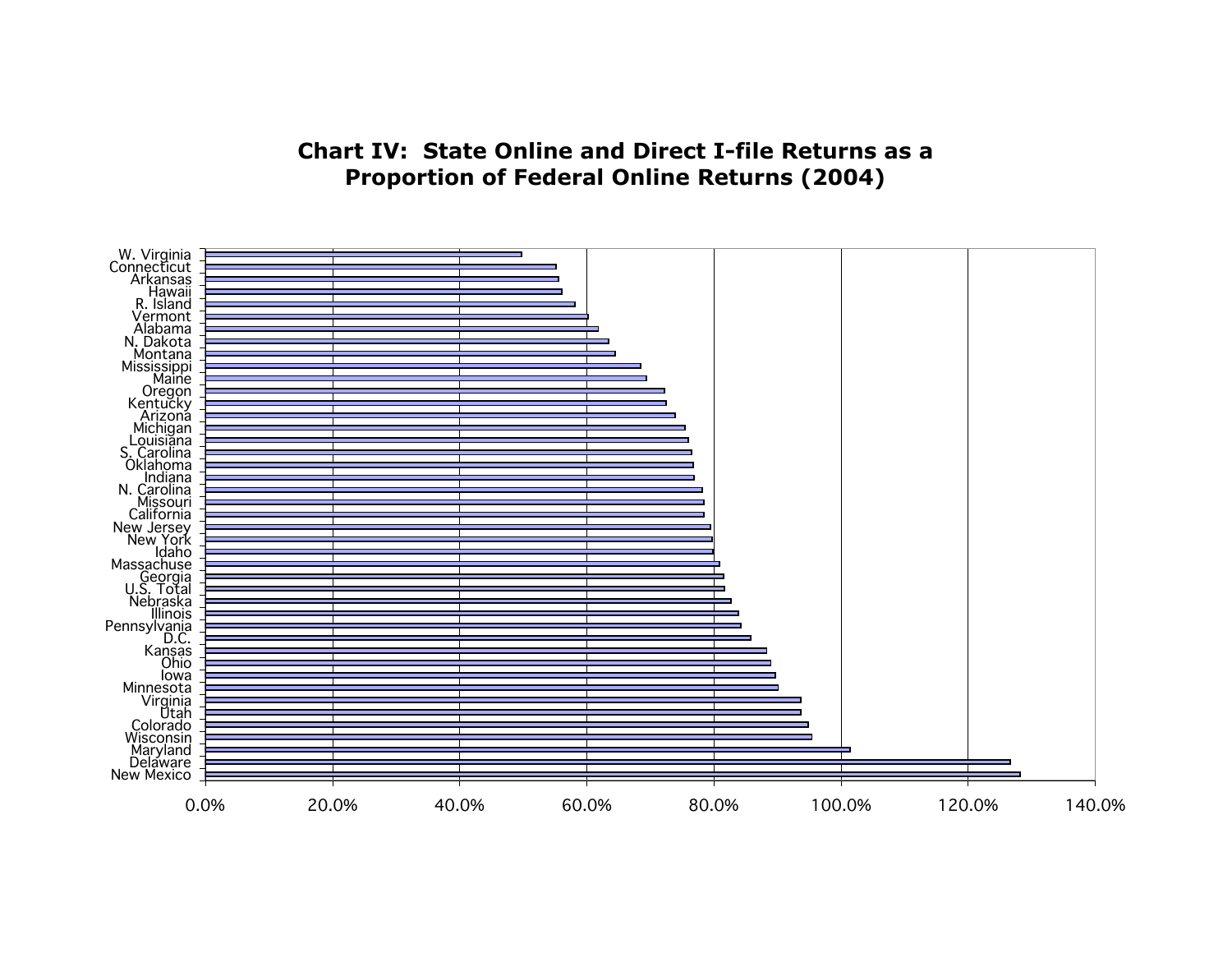## Chart IV: State Online and Direct I-file Returns as a Proportion of Federal Online Returns (2004)

W. Virginia
Connecticut
Arkansas
Hawaii
R. Island
Vermont
Alabama
N. Dakota
Montana
Mississippi
Maine
Oregon
Kentucky
Arizona
Michigan
Louisiana
S. Carolina
Oklahoma
Indiana
N. Carolina
Missouri
California
New Jersey
New York
Idaho
Massachuse
Georgia
U.S. Total
Nebraska
Illinois
Pennsylvania
D.C.
Kansas
Ohio
Iowa
Minnesota
Virginia
Utah
Colorado
Wisconsin
Maryland
Delaware
New Mexico

0.0% 20.0% 40.0% 60.0% 80.0% 100.0% 120.0% 140.0%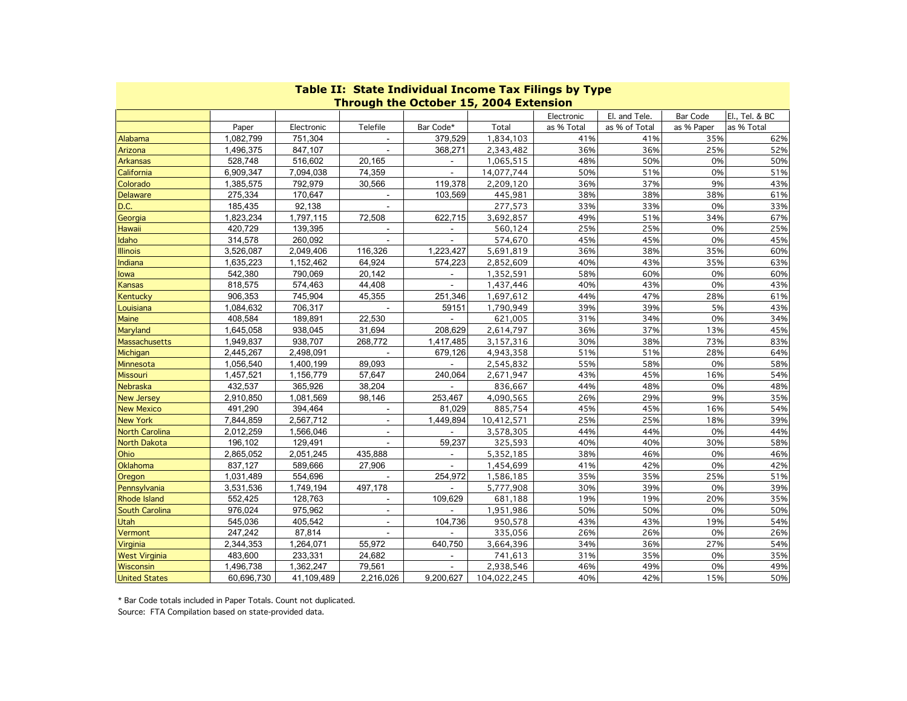**Table II: State Individual Income Tax Filings by Type Through the October 15, 2004 Extension**

| | Paper | Electronic | Telefile | Bar Code* | Total | Electronic as % Total | El. and Tele. as % of Total | Bar Code as % Paper | El., Tel. & BC as % Total |
|---|---|---|---|---|---|---|---|---|---|
| Alabama | 1,082,799 | 751,304 | - | 379,529 | 1,834,103 | 41% | 41% | 35% | 62% |
| Arizona | 1,496,375 | 847,107 | - | 368,271 | 2,343,482 | 36% | 36% | 25% | 52% |
| Arkansas | 528,748 | 516,602 | 20,165 | - | 1,065,515 | 48% | 50% | 0% | 50% |
| California | 6,909,347 | 7,094,038 | 74,359 | - | 14,077,744 | 50% | 51% | 0% | 51% |
| Colorado | 1,385,575 | 792,979 | 30,566 | 119,378 | 2,209,120 | 36% | 37% | 9% | 43% |
| Delaware | 275,334 | 170,647 | - | 103,569 | 445,981 | 38% | 38% | 38% | 61% |
| D.C. | 185,435 | 92,138 | - | | 277,573 | 33% | 33% | 0% | 33% |
| Georgia | 1,823,234 | 1,797,115 | 72,508 | 622,715 | 3,692,857 | 49% | 51% | 34% | 67% |
| Hawaii | 420,729 | 139,395 | - | - | 560,124 | 25% | 25% | 0% | 25% |
| Idaho | 314,578 | 260,092 | - | - | 574,670 | 45% | 45% | 0% | 45% |
| Illinois | 3,526,087 | 2,049,406 | 116,326 | 1,223,427 | 5,691,819 | 36% | 38% | 35% | 60% |
| Indiana | 1,635,223 | 1,152,462 | 64,924 | 574,223 | 2,852,609 | 40% | 43% | 35% | 63% |
| Iowa | 542,380 | 790,069 | 20,142 | - | 1,352,591 | 58% | 60% | 0% | 60% |
| Kansas | 818,575 | 574,463 | 44,408 | - | 1,437,446 | 40% | 43% | 0% | 43% |
| Kentucky | 906,353 | 745,904 | 45,355 | 251,346 | 1,697,612 | 44% | 47% | 28% | 61% |
| Louisiana | 1,084,632 | 706,317 | - | 59151 | 1,790,949 | 39% | 39% | 5% | 43% |
| Maine | 408,584 | 189,891 | 22,530 | - | 621,005 | 31% | 34% | 0% | 34% |
| Maryland | 1,645,058 | 938,045 | 31,694 | 208,629 | 2,614,797 | 36% | 37% | 13% | 45% |
| Massachusetts | 1,949,837 | 938,707 | 268,772 | 1,417,485 | 3,157,316 | 30% | 38% | 73% | 83% |
| Michigan | 2,445,267 | 2,498,091 | - | 679,126 | 4,943,358 | 51% | 51% | 28% | 64% |
| Minnesota | 1,056,540 | 1,400,199 | 89,093 | - | 2,545,832 | 55% | 58% | 0% | 58% |
| Missouri | 1,457,521 | 1,156,779 | 57,647 | 240,064 | 2,671,947 | 43% | 45% | 16% | 54% |
| Nebraska | 432,537 | 365,926 | 38,204 | - | 836,667 | 44% | 48% | 0% | 48% |
| New Jersey | 2,910,850 | 1,081,569 | 98,146 | 253,467 | 4,090,565 | 26% | 29% | 9% | 35% |
| New Mexico | 491,290 | 394,464 | - | 81,029 | 885,754 | 45% | 45% | 16% | 54% |
| New York | 7,844,859 | 2,567,712 | - | 1,449,894 | 10,412,571 | 25% | 25% | 18% | 39% |
| North Carolina | 2,012,259 | 1,566,046 | - | - | 3,578,305 | 44% | 44% | 0% | 44% |
| North Dakota | 196,102 | 129,491 | - | 59,237 | 325,593 | 40% | 40% | 30% | 58% |
| Ohio | 2,865,052 | 2,051,245 | 435,888 | - | 5,352,185 | 38% | 46% | 0% | 46% |
| Oklahoma | 837,127 | 589,666 | 27,906 | - | 1,454,699 | 41% | 42% | 0% | 42% |
| Oregon | 1,031,489 | 554,696 | - | 254,972 | 1,586,185 | 35% | 35% | 25% | 51% |
| Pennsylvania | 3,531,536 | 1,749,194 | 497,178 | - | 5,777,908 | 30% | 39% | 0% | 39% |
| Rhode Island | 552,425 | 128,763 | - | 109,629 | 681,188 | 19% | 19% | 20% | 35% |
| South Carolina | 976,024 | 975,962 | - | - | 1,951,986 | 50% | 50% | 0% | 50% |
| Utah | 545,036 | 405,542 | - | 104,736 | 950,578 | 43% | 43% | 19% | 54% |
| Vermont | 247,242 | 87,814 | - | - | 335,056 | 26% | 26% | 0% | 26% |
| Virginia | 2,344,353 | 1,264,071 | 55,972 | 640,750 | 3,664,396 | 34% | 36% | 27% | 54% |
| West Virginia | 483,600 | 233,331 | 24,682 | - | 741,613 | 31% | 35% | 0% | 35% |
| Wisconsin | 1,496,738 | 1,362,247 | 79,561 | - | 2,938,546 | 46% | 49% | 0% | 49% |
| United States | 60,696,730 | 41,109,489 | 2,216,026 | 9,200,627 | 104,022,245 | 40% | 42% | 15% | 50% |

* Bar Code totals included in Paper Totals. Count not duplicated.

Source: FTA Compilation based on state-provided data.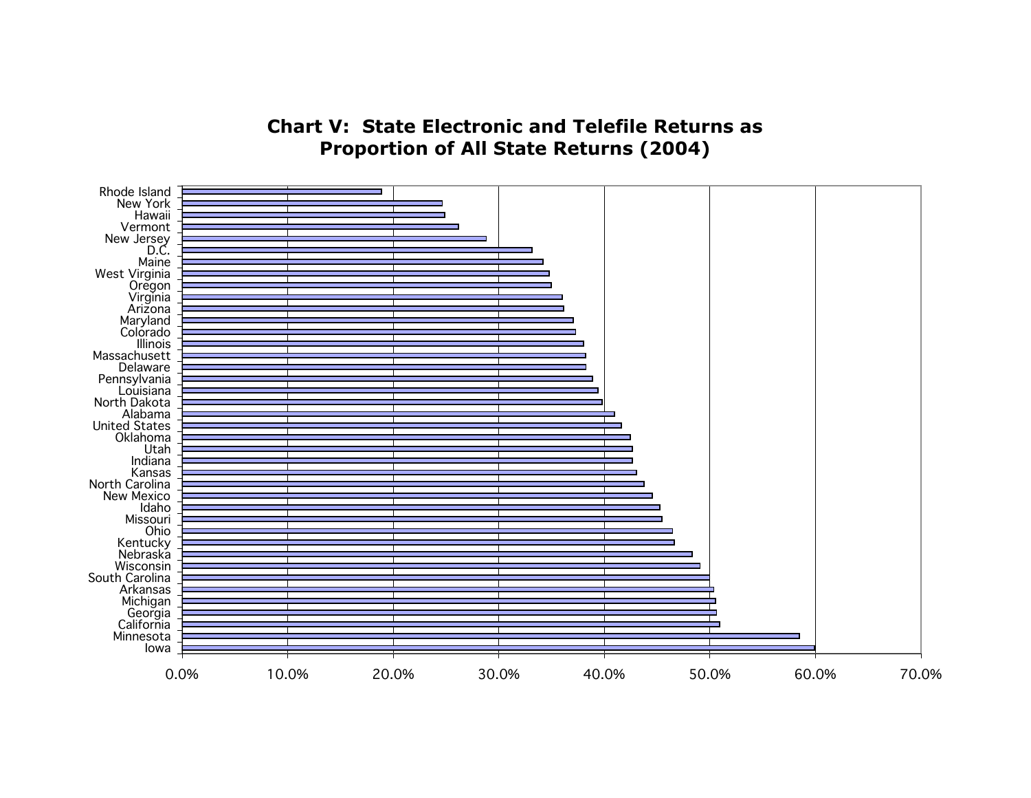**Chart V: State Electronic and Telefile Returns as Proportion of All State Returns (2004)**

| State | Approximate share |
|---|---|
| Rhode Island | ~19% |
| New York | ~25% |
| Hawaii | ~25% |
| Vermont | ~26% |
| New Jersey | ~29% |
| D.C. | ~33% |
| Maine | ~34% |
| West Virginia | ~35% |
| Oregon | ~35% |
| Virginia | ~36% |
| Arizona | ~36% |
| Maryland | ~37% |
| Colorado | ~37% |
| Illinois | ~38% |
| Massachusett | ~38% |
| Delaware | ~38% |
| Pennsylvania | ~39% |
| Louisiana | ~39% |
| North Dakota | ~40% |
| Alabama | ~41% |
| United States | ~42% |
| Oklahoma | ~42% |
| Utah | ~43% |
| Indiana | ~43% |
| Kansas | ~43% |
| North Carolina | ~44% |
| New Mexico | ~45% |
| Idaho | ~45% |
| Missouri | ~45% |
| Ohio | ~46% |
| Kentucky | ~47% |
| Nebraska | ~48% |
| Wisconsin | ~49% |
| South Carolina | ~50% |
| Arkansas | ~50% |
| Michigan | ~51% |
| Georgia | ~51% |
| California | ~51% |
| Minnesota | ~58% |
| Iowa | ~60% |

X-axis: 0.0% to 70.0% (10.0% increments). Values are approximate readings from the bar chart.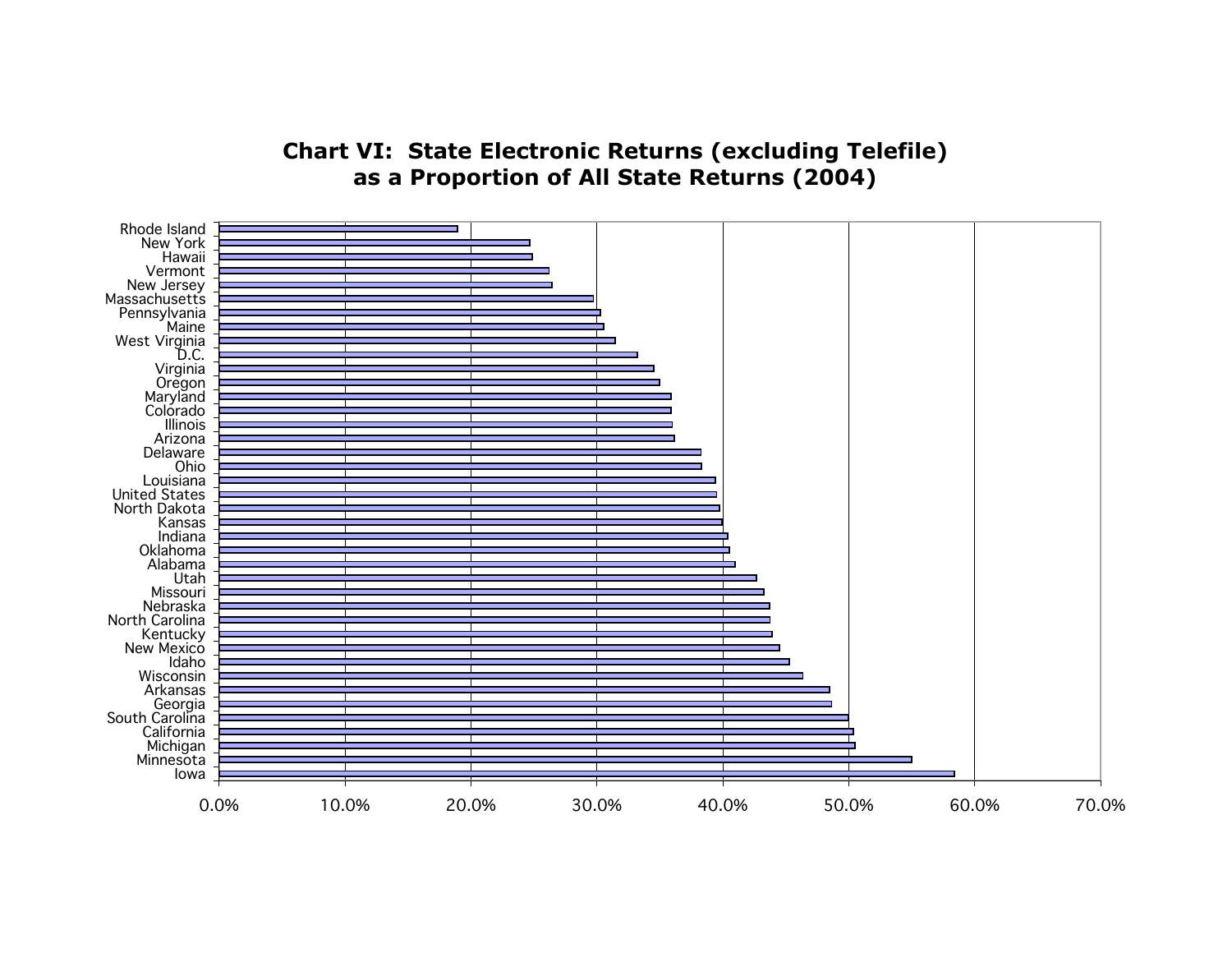## Chart VI: State Electronic Returns (excluding Telefile) as a Proportion of All State Returns (2004)

Rhode Island
New York
Hawaii
Vermont
New Jersey
Massachusetts
Pennsylvania
Maine
West Virginia
D.C.
Virginia
Oregon
Maryland
Colorado
Illinois
Arizona
Delaware
Ohio
Louisiana
United States
North Dakota
Kansas
Indiana
Oklahoma
Alabama
Utah
Missouri
Nebraska
North Carolina
Kentucky
New Mexico
Idaho
Wisconsin
Arkansas
Georgia
South Carolina
California
Michigan
Minnesota
Iowa

0.0% 10.0% 20.0% 30.0% 40.0% 50.0% 60.0% 70.0%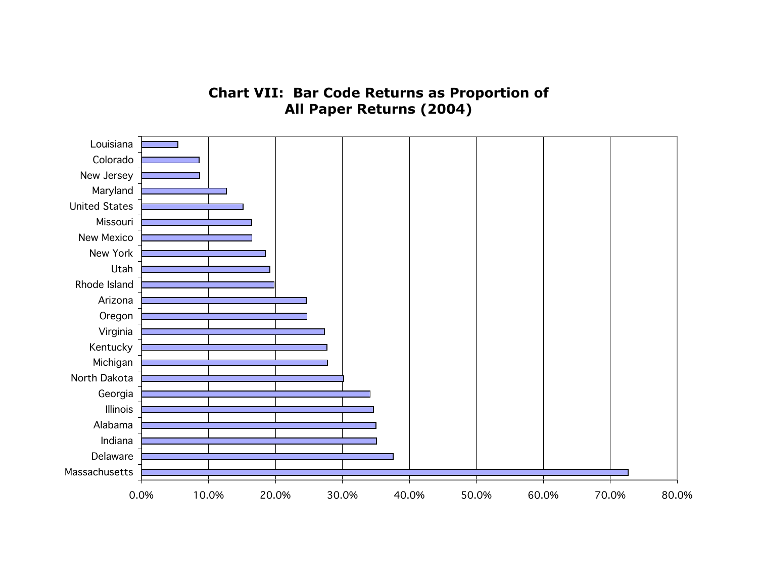## Chart VII: Bar Code Returns as Proportion of All Paper Returns (2004)

| State | Proportion |
|---|---|
| Louisiana | |
| Colorado | |
| New Jersey | |
| Maryland | |
| United States | |
| Missouri | |
| New Mexico | |
| New York | |
| Utah | |
| Rhode Island | |
| Arizona | |
| Oregon | |
| Virginia | |
| Kentucky | |
| Michigan | |
| North Dakota | |
| Georgia | |
| Illinois | |
| Alabama | |
| Indiana | |
| Delaware | |
| Massachusetts | |

0.0% 10.0% 20.0% 30.0% 40.0% 50.0% 60.0% 70.0% 80.0%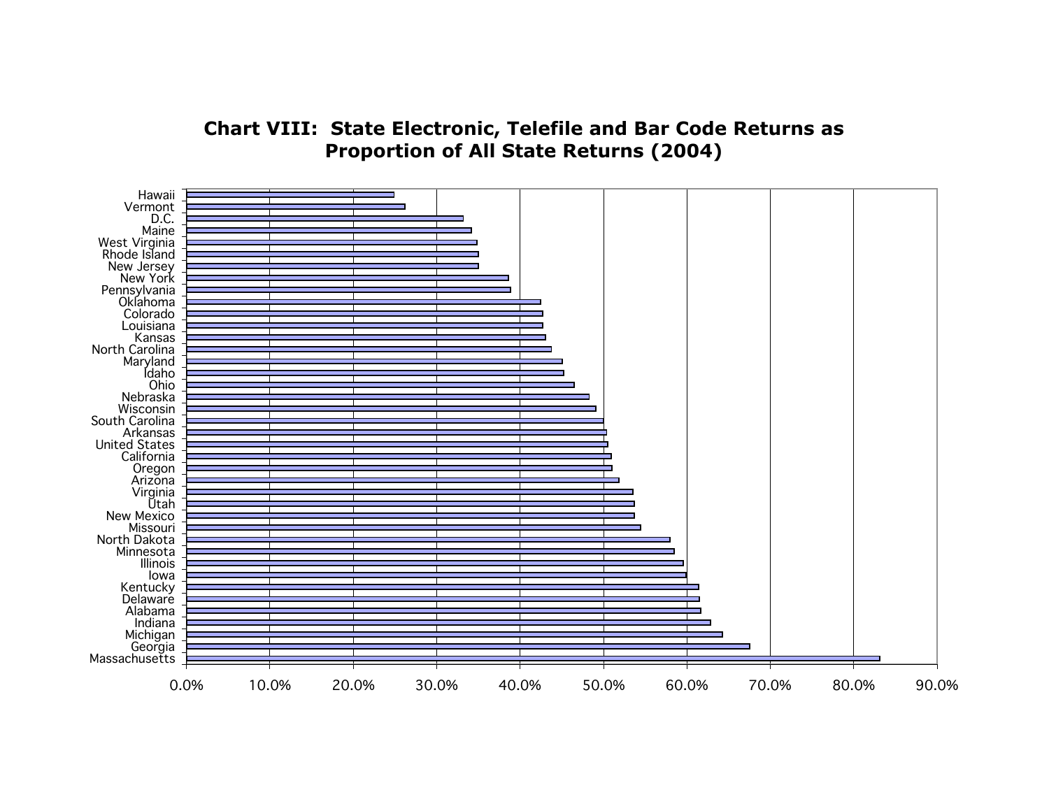# Chart VIII: State Electronic, Telefile and Bar Code Returns as Proportion of All State Returns (2004)

Hawaii
Vermont
D.C.
Maine
West Virginia
Rhode Island
New Jersey
New York
Pennsylvania
Oklahoma
Colorado
Louisiana
Kansas
North Carolina
Maryland
Idaho
Ohio
Nebraska
Wisconsin
South Carolina
Arkansas
United States
California
Oregon
Arizona
Virginia
Utah
New Mexico
Missouri
North Dakota
Minnesota
Illinois
Iowa
Kentucky
Delaware
Alabama
Indiana
Michigan
Georgia
Massachusetts

0.0% 10.0% 20.0% 30.0% 40.0% 50.0% 60.0% 70.0% 80.0% 90.0%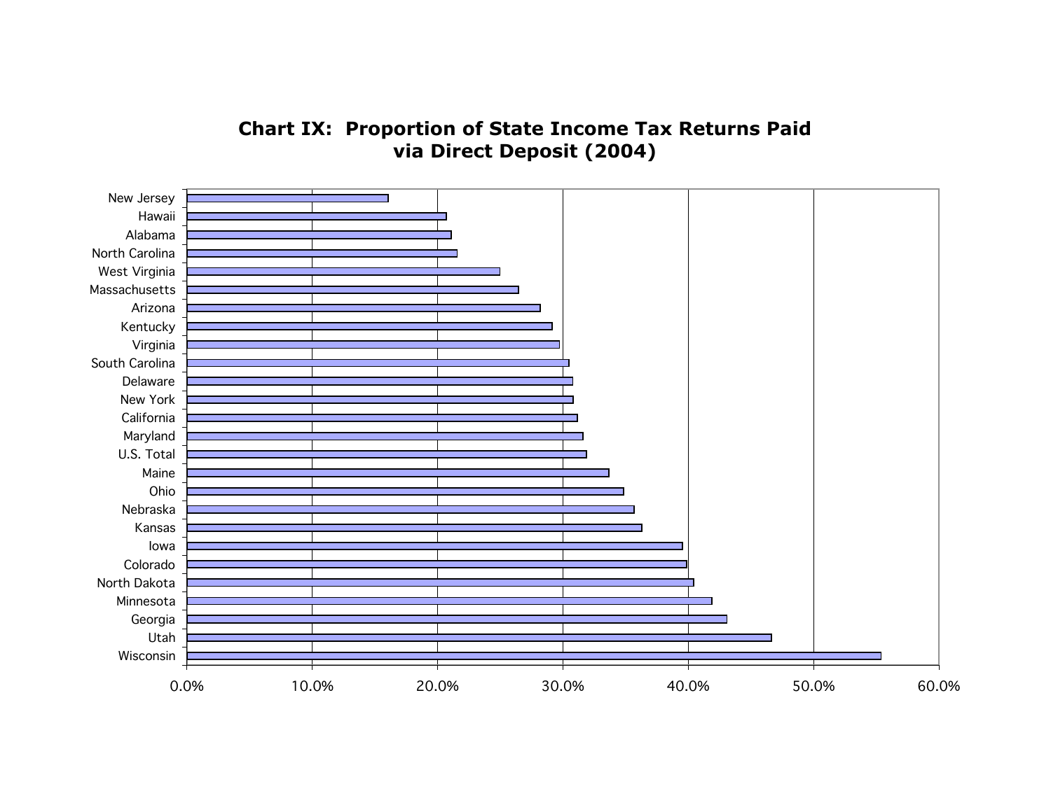**Chart IX: Proportion of State Income Tax Returns Paid via Direct Deposit (2004)**

New Jersey
Hawaii
Alabama
North Carolina
West Virginia
Massachusetts
Arizona
Kentucky
Virginia
South Carolina
Delaware
New York
California
Maryland
U.S. Total
Maine
Ohio
Nebraska
Kansas
Iowa
Colorado
North Dakota
Minnesota
Georgia
Utah
Wisconsin

0.0% 10.0% 20.0% 30.0% 40.0% 50.0% 60.0%